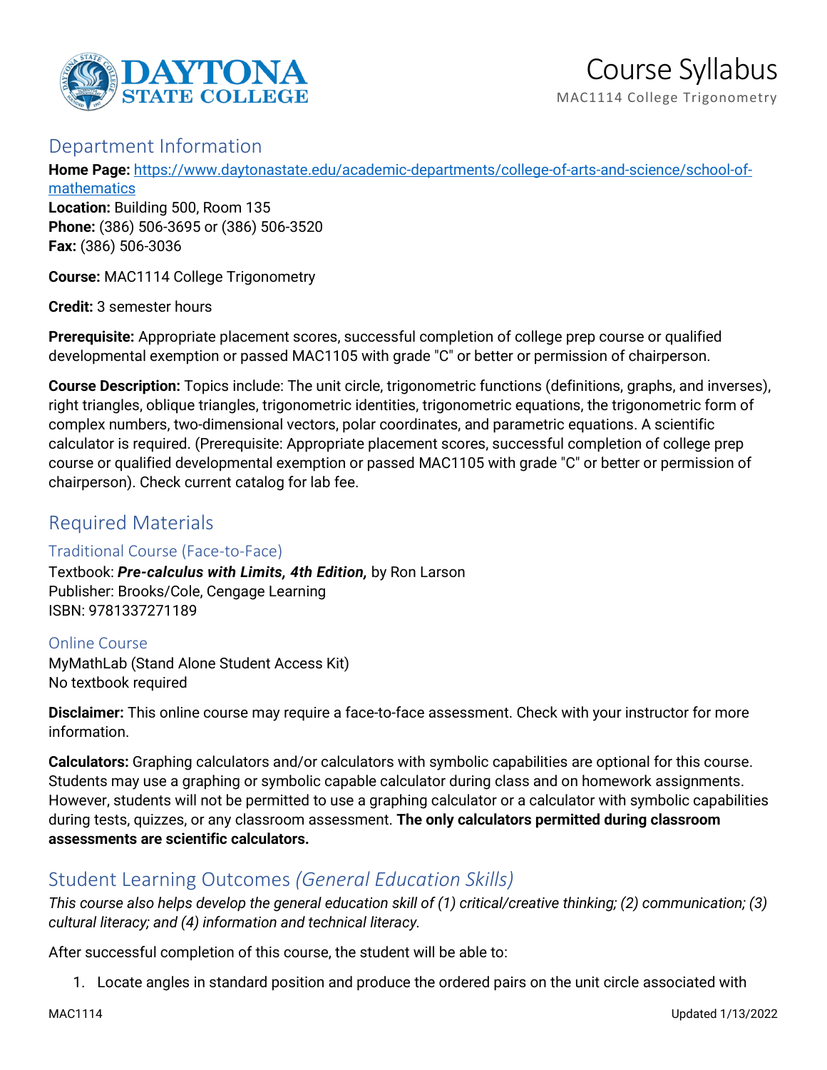# Course Syllabus

MAC1114 College Trigonometry

## Department Information

**Home Page:** [https://www.daytonastate.edu/academic-departments/college-of-arts-and-science/school-of-mathematics](https://www.daytonastate.edu/academic-departments/college-of-arts-and-science/school-of-mathematics)
**Location:** Building 500, Room 135
**Phone:** (386) 506-3695 or (386) 506-3520
**Fax:** (386) 506-3036

**Course:** MAC1114 College Trigonometry

**Credit:** 3 semester hours

**Prerequisite:** Appropriate placement scores, successful completion of college prep course or qualified developmental exemption or passed MAC1105 with grade "C" or better or permission of chairperson.

**Course Description:** Topics include: The unit circle, trigonometric functions (definitions, graphs, and inverses), right triangles, oblique triangles, trigonometric identities, trigonometric equations, the trigonometric form of complex numbers, two-dimensional vectors, polar coordinates, and parametric equations. A scientific calculator is required. (Prerequisite: Appropriate placement scores, successful completion of college prep course or qualified developmental exemption or passed MAC1105 with grade "C" or better or permission of chairperson). Check current catalog for lab fee.

## Required Materials

### Traditional Course (Face-to-Face)

Textbook: ***Pre-calculus with Limits, 4th Edition,*** by Ron Larson
Publisher: Brooks/Cole, Cengage Learning
ISBN: 9781337271189

### Online Course

MyMathLab (Stand Alone Student Access Kit)
No textbook required

**Disclaimer:** This online course may require a face-to-face assessment. Check with your instructor for more information.

**Calculators:** Graphing calculators and/or calculators with symbolic capabilities are optional for this course. Students may use a graphing or symbolic capable calculator during class and on homework assignments. However, students will not be permitted to use a graphing calculator or a calculator with symbolic capabilities during tests, quizzes, or any classroom assessment. **The only calculators permitted during classroom assessments are scientific calculators.**

## Student Learning Outcomes *(General Education Skills)*

*This course also helps develop the general education skill of (1) critical/creative thinking; (2) communication; (3) cultural literacy; and (4) information and technical literacy.*

After successful completion of this course, the student will be able to:

1. Locate angles in standard position and produce the ordered pairs on the unit circle associated with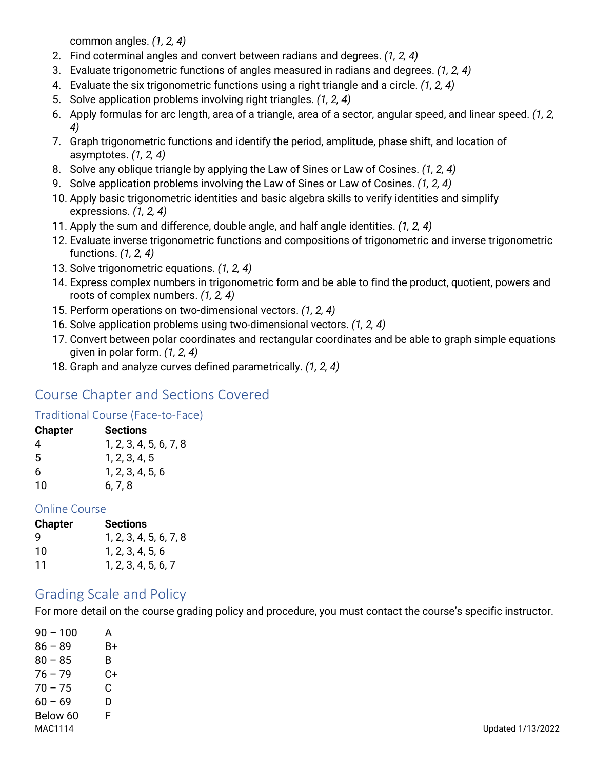common angles. *(1, 2, 4)*

2. Find coterminal angles and convert between radians and degrees. *(1, 2, 4)*
3. Evaluate trigonometric functions of angles measured in radians and degrees. *(1, 2, 4)*
4. Evaluate the six trigonometric functions using a right triangle and a circle. *(1, 2, 4)*
5. Solve application problems involving right triangles. *(1, 2, 4)*
6. Apply formulas for arc length, area of a triangle, area of a sector, angular speed, and linear speed. *(1, 2, 4)*
7. Graph trigonometric functions and identify the period, amplitude, phase shift, and location of asymptotes. *(1, 2, 4)*
8. Solve any oblique triangle by applying the Law of Sines or Law of Cosines. *(1, 2, 4)*
9. Solve application problems involving the Law of Sines or Law of Cosines. *(1, 2, 4)*
10. Apply basic trigonometric identities and basic algebra skills to verify identities and simplify expressions. *(1, 2, 4)*
11. Apply the sum and difference, double angle, and half angle identities. *(1, 2, 4)*
12. Evaluate inverse trigonometric functions and compositions of trigonometric and inverse trigonometric functions. *(1, 2, 4)*
13. Solve trigonometric equations. *(1, 2, 4)*
14. Express complex numbers in trigonometric form and be able to find the product, quotient, powers and roots of complex numbers. *(1, 2, 4)*
15. Perform operations on two-dimensional vectors. *(1, 2, 4)*
16. Solve application problems using two-dimensional vectors. *(1, 2, 4)*
17. Convert between polar coordinates and rectangular coordinates and be able to graph simple equations given in polar form. *(1, 2, 4)*
18. Graph and analyze curves defined parametrically. *(1, 2, 4)*

## Course Chapter and Sections Covered

### Traditional Course (Face-to-Face)

| Chapter | Sections |
|---|---|
| 4 | 1, 2, 3, 4, 5, 6, 7, 8 |
| 5 | 1, 2, 3, 4, 5 |
| 6 | 1, 2, 3, 4, 5, 6 |
| 10 | 6, 7, 8 |

### Online Course

| Chapter | Sections |
|---|---|
| 9 | 1, 2, 3, 4, 5, 6, 7, 8 |
| 10 | 1, 2, 3, 4, 5, 6 |
| 11 | 1, 2, 3, 4, 5, 6, 7 |

## Grading Scale and Policy

For more detail on the course grading policy and procedure, you must contact the course's specific instructor.

| | |
|---|---|
| 90 – 100 | A |
| 86 – 89 | B+ |
| 80 – 85 | B |
| 76 – 79 | C+ |
| 70 – 75 | C |
| 60 – 69 | D |
| Below 60 | F |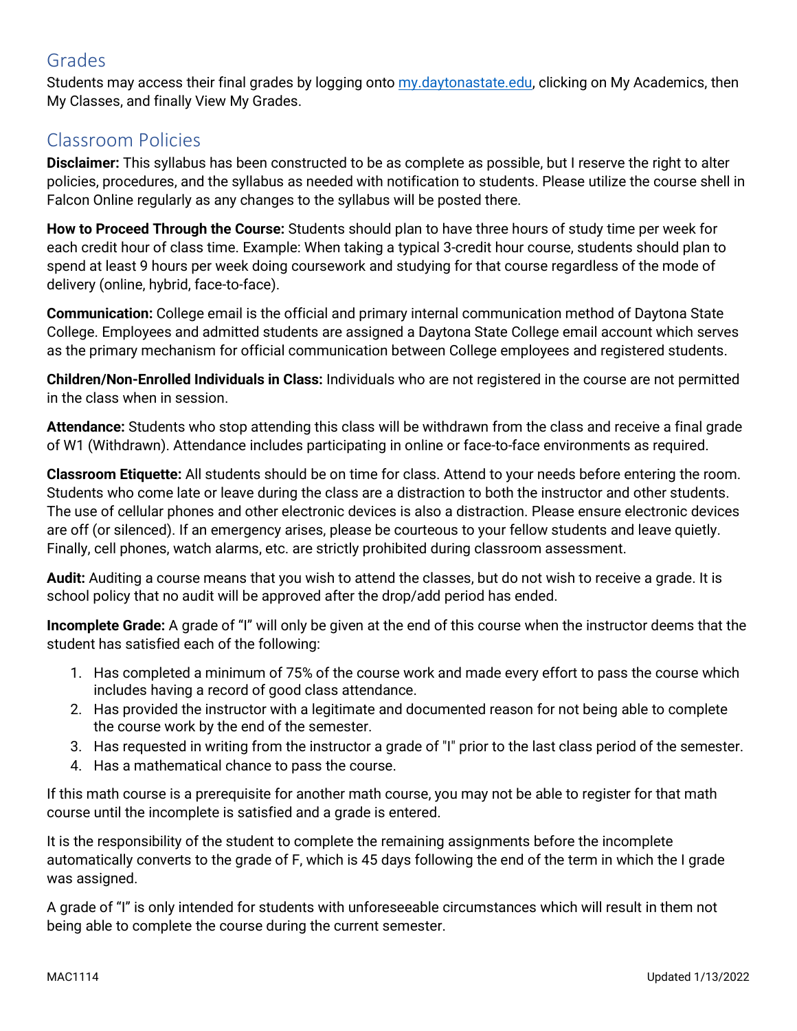## Grades

Students may access their final grades by logging onto [my.daytonastate.edu](my.daytonastate.edu), clicking on My Academics, then My Classes, and finally View My Grades.

## Classroom Policies

**Disclaimer:** This syllabus has been constructed to be as complete as possible, but I reserve the right to alter policies, procedures, and the syllabus as needed with notification to students. Please utilize the course shell in Falcon Online regularly as any changes to the syllabus will be posted there.

**How to Proceed Through the Course:** Students should plan to have three hours of study time per week for each credit hour of class time. Example: When taking a typical 3-credit hour course, students should plan to spend at least 9 hours per week doing coursework and studying for that course regardless of the mode of delivery (online, hybrid, face-to-face).

**Communication:** College email is the official and primary internal communication method of Daytona State College. Employees and admitted students are assigned a Daytona State College email account which serves as the primary mechanism for official communication between College employees and registered students.

**Children/Non-Enrolled Individuals in Class:** Individuals who are not registered in the course are not permitted in the class when in session.

**Attendance:** Students who stop attending this class will be withdrawn from the class and receive a final grade of W1 (Withdrawn). Attendance includes participating in online or face-to-face environments as required.

**Classroom Etiquette:** All students should be on time for class. Attend to your needs before entering the room. Students who come late or leave during the class are a distraction to both the instructor and other students. The use of cellular phones and other electronic devices is also a distraction. Please ensure electronic devices are off (or silenced). If an emergency arises, please be courteous to your fellow students and leave quietly. Finally, cell phones, watch alarms, etc. are strictly prohibited during classroom assessment.

**Audit:** Auditing a course means that you wish to attend the classes, but do not wish to receive a grade. It is school policy that no audit will be approved after the drop/add period has ended.

**Incomplete Grade:** A grade of "I" will only be given at the end of this course when the instructor deems that the student has satisfied each of the following:

1. Has completed a minimum of 75% of the course work and made every effort to pass the course which includes having a record of good class attendance.
2. Has provided the instructor with a legitimate and documented reason for not being able to complete the course work by the end of the semester.
3. Has requested in writing from the instructor a grade of "I" prior to the last class period of the semester.
4. Has a mathematical chance to pass the course.

If this math course is a prerequisite for another math course, you may not be able to register for that math course until the incomplete is satisfied and a grade is entered.

It is the responsibility of the student to complete the remaining assignments before the incomplete automatically converts to the grade of F, which is 45 days following the end of the term in which the I grade was assigned.

A grade of "I" is only intended for students with unforeseeable circumstances which will result in them not being able to complete the course during the current semester.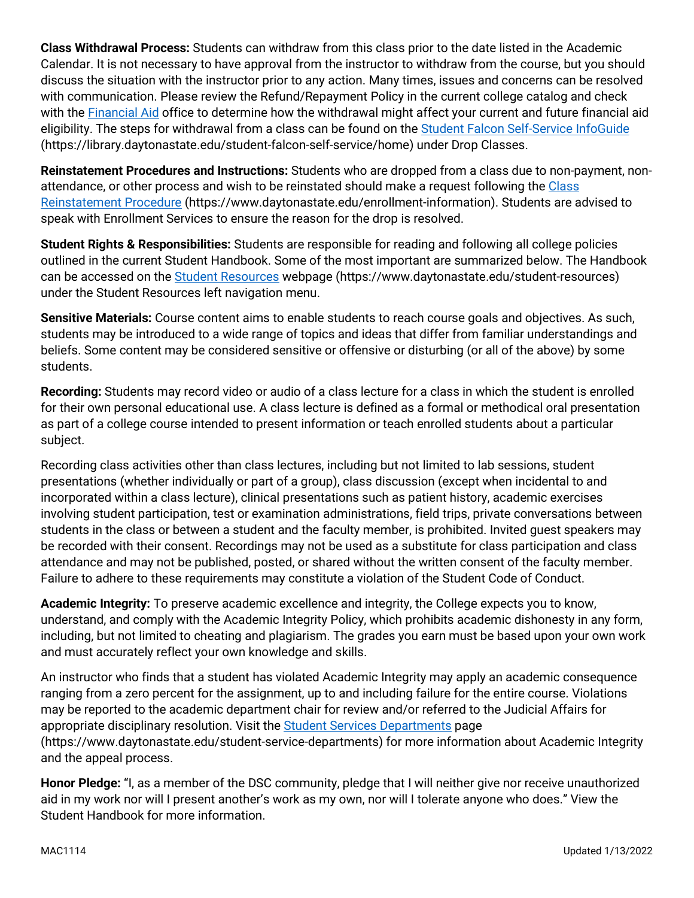**Class Withdrawal Process:** Students can withdraw from this class prior to the date listed in the Academic Calendar. It is not necessary to have approval from the instructor to withdraw from the course, but you should discuss the situation with the instructor prior to any action. Many times, issues and concerns can be resolved with communication. Please review the Refund/Repayment Policy in the current college catalog and check with the [Financial Aid](https://www.daytonastate.edu/financial-aid) office to determine how the withdrawal might affect your current and future financial aid eligibility. The steps for withdrawal from a class can be found on the [Student Falcon Self-Service InfoGuide](https://library.daytonastate.edu/student-falcon-self-service/home) (https://library.daytonastate.edu/student-falcon-self-service/home) under Drop Classes.

**Reinstatement Procedures and Instructions:** Students who are dropped from a class due to non-payment, non-attendance, or other process and wish to be reinstated should make a request following the [Class Reinstatement Procedure](https://www.daytonastate.edu/enrollment-information) (https://www.daytonastate.edu/enrollment-information). Students are advised to speak with Enrollment Services to ensure the reason for the drop is resolved.

**Student Rights & Responsibilities:** Students are responsible for reading and following all college policies outlined in the current Student Handbook. Some of the most important are summarized below. The Handbook can be accessed on the [Student Resources](https://www.daytonastate.edu/student-resources) webpage (https://www.daytonastate.edu/student-resources) under the Student Resources left navigation menu.

**Sensitive Materials:** Course content aims to enable students to reach course goals and objectives. As such, students may be introduced to a wide range of topics and ideas that differ from familiar understandings and beliefs. Some content may be considered sensitive or offensive or disturbing (or all of the above) by some students.

**Recording:** Students may record video or audio of a class lecture for a class in which the student is enrolled for their own personal educational use. A class lecture is defined as a formal or methodical oral presentation as part of a college course intended to present information or teach enrolled students about a particular subject.

Recording class activities other than class lectures, including but not limited to lab sessions, student presentations (whether individually or part of a group), class discussion (except when incidental to and incorporated within a class lecture), clinical presentations such as patient history, academic exercises involving student participation, test or examination administrations, field trips, private conversations between students in the class or between a student and the faculty member, is prohibited. Invited guest speakers may be recorded with their consent. Recordings may not be used as a substitute for class participation and class attendance and may not be published, posted, or shared without the written consent of the faculty member. Failure to adhere to these requirements may constitute a violation of the Student Code of Conduct.

**Academic Integrity:** To preserve academic excellence and integrity, the College expects you to know, understand, and comply with the Academic Integrity Policy, which prohibits academic dishonesty in any form, including, but not limited to cheating and plagiarism. The grades you earn must be based upon your own work and must accurately reflect your own knowledge and skills.

An instructor who finds that a student has violated Academic Integrity may apply an academic consequence ranging from a zero percent for the assignment, up to and including failure for the entire course. Violations may be reported to the academic department chair for review and/or referred to the Judicial Affairs for appropriate disciplinary resolution. Visit the [Student Services Departments](https://www.daytonastate.edu/student-service-departments) page (https://www.daytonastate.edu/student-service-departments) for more information about Academic Integrity and the appeal process.

**Honor Pledge:** "I, as a member of the DSC community, pledge that I will neither give nor receive unauthorized aid in my work nor will I present another's work as my own, nor will I tolerate anyone who does." View the Student Handbook for more information.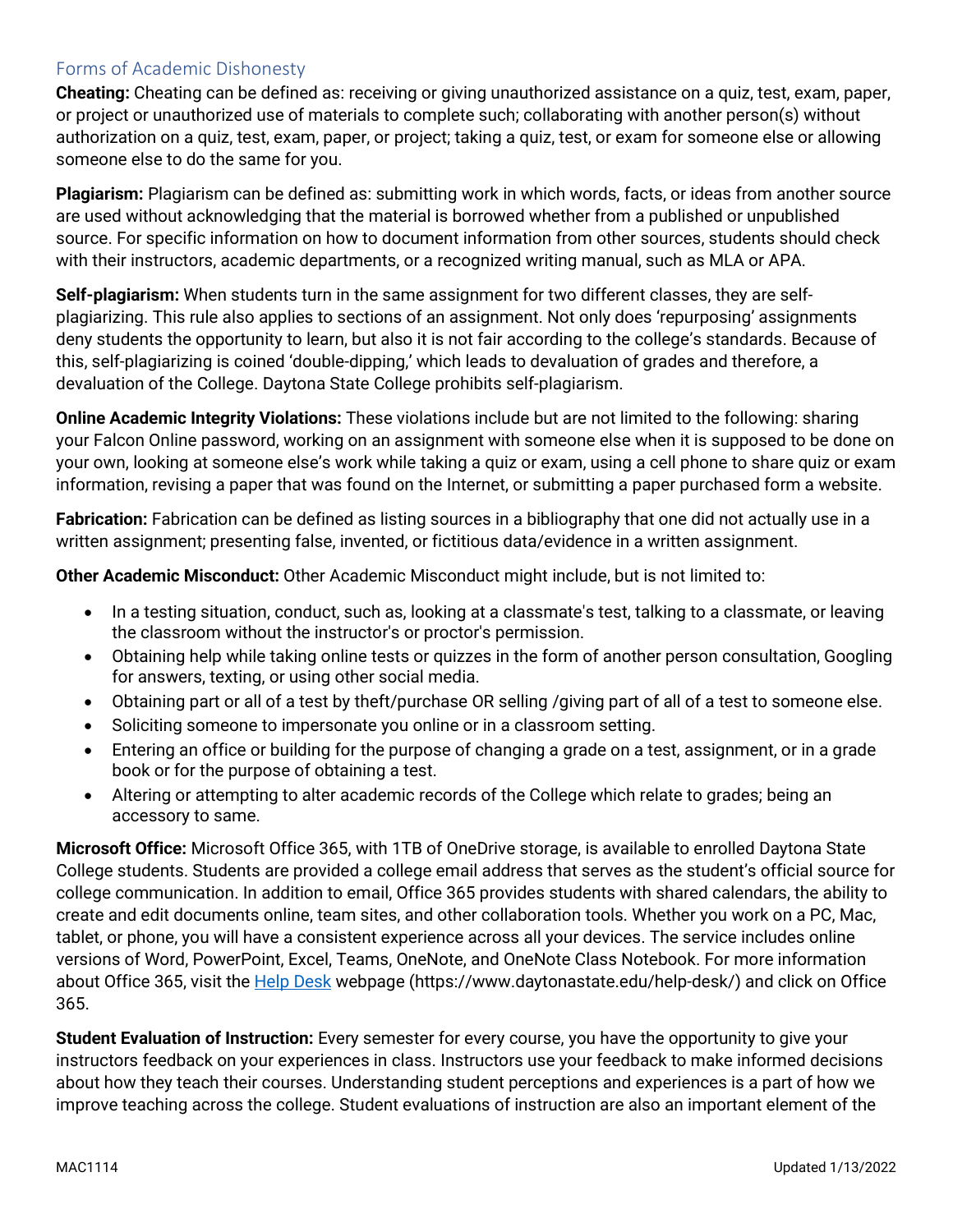## Forms of Academic Dishonesty

**Cheating:** Cheating can be defined as: receiving or giving unauthorized assistance on a quiz, test, exam, paper, or project or unauthorized use of materials to complete such; collaborating with another person(s) without authorization on a quiz, test, exam, paper, or project; taking a quiz, test, or exam for someone else or allowing someone else to do the same for you.

**Plagiarism:** Plagiarism can be defined as: submitting work in which words, facts, or ideas from another source are used without acknowledging that the material is borrowed whether from a published or unpublished source. For specific information on how to document information from other sources, students should check with their instructors, academic departments, or a recognized writing manual, such as MLA or APA.

**Self-plagiarism:** When students turn in the same assignment for two different classes, they are self-plagiarizing. This rule also applies to sections of an assignment. Not only does 'repurposing' assignments deny students the opportunity to learn, but also it is not fair according to the college's standards. Because of this, self-plagiarizing is coined 'double-dipping,' which leads to devaluation of grades and therefore, a devaluation of the College. Daytona State College prohibits self-plagiarism.

**Online Academic Integrity Violations:** These violations include but are not limited to the following: sharing your Falcon Online password, working on an assignment with someone else when it is supposed to be done on your own, looking at someone else's work while taking a quiz or exam, using a cell phone to share quiz or exam information, revising a paper that was found on the Internet, or submitting a paper purchased form a website.

**Fabrication:** Fabrication can be defined as listing sources in a bibliography that one did not actually use in a written assignment; presenting false, invented, or fictitious data/evidence in a written assignment.

**Other Academic Misconduct:** Other Academic Misconduct might include, but is not limited to:

- In a testing situation, conduct, such as, looking at a classmate's test, talking to a classmate, or leaving the classroom without the instructor's or proctor's permission.
- Obtaining help while taking online tests or quizzes in the form of another person consultation, Googling for answers, texting, or using other social media.
- Obtaining part or all of a test by theft/purchase OR selling /giving part of all of a test to someone else.
- Soliciting someone to impersonate you online or in a classroom setting.
- Entering an office or building for the purpose of changing a grade on a test, assignment, or in a grade book or for the purpose of obtaining a test.
- Altering or attempting to alter academic records of the College which relate to grades; being an accessory to same.

**Microsoft Office:** Microsoft Office 365, with 1TB of OneDrive storage, is available to enrolled Daytona State College students. Students are provided a college email address that serves as the student's official source for college communication. In addition to email, Office 365 provides students with shared calendars, the ability to create and edit documents online, team sites, and other collaboration tools. Whether you work on a PC, Mac, tablet, or phone, you will have a consistent experience across all your devices. The service includes online versions of Word, PowerPoint, Excel, Teams, OneNote, and OneNote Class Notebook. For more information about Office 365, visit the [Help Desk](https://www.daytonastate.edu/help-desk/) webpage (https://www.daytonastate.edu/help-desk/) and click on Office 365.

**Student Evaluation of Instruction:** Every semester for every course, you have the opportunity to give your instructors feedback on your experiences in class. Instructors use your feedback to make informed decisions about how they teach their courses. Understanding student perceptions and experiences is a part of how we improve teaching across the college. Student evaluations of instruction are also an important element of the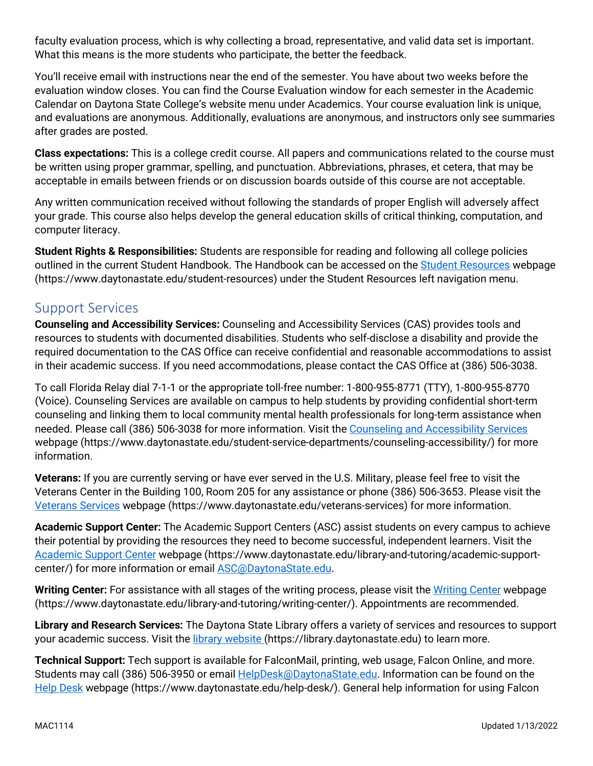faculty evaluation process, which is why collecting a broad, representative, and valid data set is important. What this means is the more students who participate, the better the feedback.

You'll receive email with instructions near the end of the semester. You have about two weeks before the evaluation window closes. You can find the Course Evaluation window for each semester in the Academic Calendar on Daytona State College's website menu under Academics. Your course evaluation link is unique, and evaluations are anonymous. Additionally, evaluations are anonymous, and instructors only see summaries after grades are posted.

**Class expectations:** This is a college credit course. All papers and communications related to the course must be written using proper grammar, spelling, and punctuation. Abbreviations, phrases, et cetera, that may be acceptable in emails between friends or on discussion boards outside of this course are not acceptable.

Any written communication received without following the standards of proper English will adversely affect your grade. This course also helps develop the general education skills of critical thinking, computation, and computer literacy.

**Student Rights & Responsibilities:** Students are responsible for reading and following all college policies outlined in the current Student Handbook. The Handbook can be accessed on the [Student Resources](https://www.daytonastate.edu/student-resources) webpage (https://www.daytonastate.edu/student-resources) under the Student Resources left navigation menu.

## Support Services

**Counseling and Accessibility Services:** Counseling and Accessibility Services (CAS) provides tools and resources to students with documented disabilities. Students who self-disclose a disability and provide the required documentation to the CAS Office can receive confidential and reasonable accommodations to assist in their academic success. If you need accommodations, please contact the CAS Office at (386) 506-3038.

To call Florida Relay dial 7-1-1 or the appropriate toll-free number: 1-800-955-8771 (TTY), 1-800-955-8770 (Voice). Counseling Services are available on campus to help students by providing confidential short-term counseling and linking them to local community mental health professionals for long-term assistance when needed. Please call (386) 506-3038 for more information. Visit the [Counseling and Accessibility Services](https://www.daytonastate.edu/student-service-departments/counseling-accessibility/) webpage (https://www.daytonastate.edu/student-service-departments/counseling-accessibility/) for more information.

**Veterans:** If you are currently serving or have ever served in the U.S. Military, please feel free to visit the Veterans Center in the Building 100, Room 205 for any assistance or phone (386) 506-3653. Please visit the [Veterans Services](https://www.daytonastate.edu/veterans-services) webpage (https://www.daytonastate.edu/veterans-services) for more information.

**Academic Support Center:** The Academic Support Centers (ASC) assist students on every campus to achieve their potential by providing the resources they need to become successful, independent learners. Visit the [Academic Support Center](https://www.daytonastate.edu/library-and-tutoring/academic-support-center/) webpage (https://www.daytonastate.edu/library-and-tutoring/academic-support-center/) for more information or email [ASC@DaytonaState.edu](mailto:ASC@DaytonaState.edu).

**Writing Center:** For assistance with all stages of the writing process, please visit the [Writing Center](https://www.daytonastate.edu/library-and-tutoring/writing-center/) webpage (https://www.daytonastate.edu/library-and-tutoring/writing-center/). Appointments are recommended.

**Library and Research Services:** The Daytona State Library offers a variety of services and resources to support your academic success. Visit the [library website](https://library.daytonastate.edu) (https://library.daytonastate.edu) to learn more.

**Technical Support:** Tech support is available for FalconMail, printing, web usage, Falcon Online, and more. Students may call (386) 506-3950 or email [HelpDesk@DaytonaState.edu](mailto:HelpDesk@DaytonaState.edu). Information can be found on the [Help Desk](https://www.daytonastate.edu/help-desk/) webpage (https://www.daytonastate.edu/help-desk/). General help information for using Falcon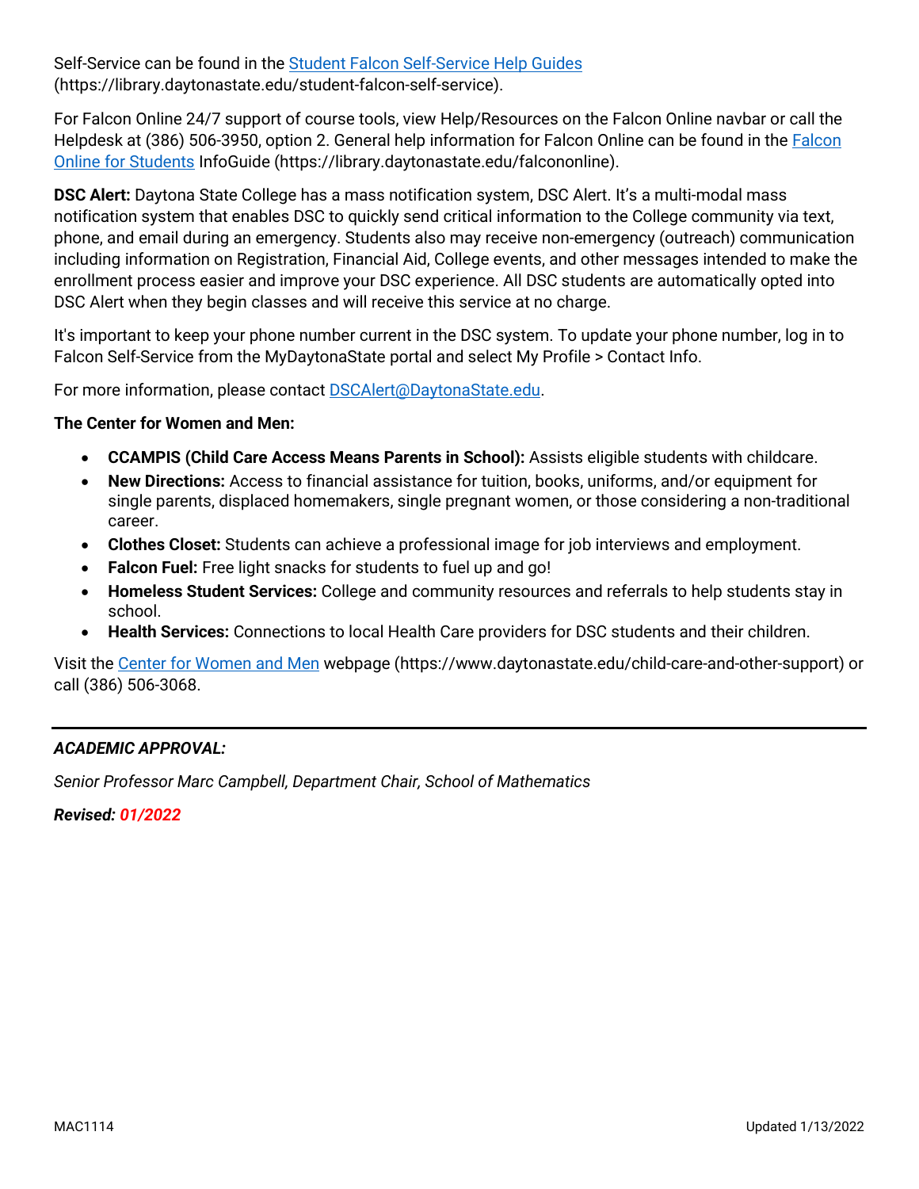Self-Service can be found in the [Student Falcon Self-Service Help Guides](https://library.daytonastate.edu/student-falcon-self-service) (https://library.daytonastate.edu/student-falcon-self-service).

For Falcon Online 24/7 support of course tools, view Help/Resources on the Falcon Online navbar or call the Helpdesk at (386) 506-3950, option 2. General help information for Falcon Online can be found in the [Falcon Online for Students](https://library.daytonastate.edu/falcononline) InfoGuide (https://library.daytonastate.edu/falcononline).

**DSC Alert:** Daytona State College has a mass notification system, DSC Alert. It's a multi-modal mass notification system that enables DSC to quickly send critical information to the College community via text, phone, and email during an emergency. Students also may receive non-emergency (outreach) communication including information on Registration, Financial Aid, College events, and other messages intended to make the enrollment process easier and improve your DSC experience. All DSC students are automatically opted into DSC Alert when they begin classes and will receive this service at no charge.

It's important to keep your phone number current in the DSC system. To update your phone number, log in to Falcon Self-Service from the MyDaytonaState portal and select My Profile > Contact Info.

For more information, please contact [DSCAlert@DaytonaState.edu](mailto:DSCAlert@DaytonaState.edu).

**The Center for Women and Men:**

- **CCAMPIS (Child Care Access Means Parents in School):** Assists eligible students with childcare.
- **New Directions:** Access to financial assistance for tuition, books, uniforms, and/or equipment for single parents, displaced homemakers, single pregnant women, or those considering a non-traditional career.
- **Clothes Closet:** Students can achieve a professional image for job interviews and employment.
- **Falcon Fuel:** Free light snacks for students to fuel up and go!
- **Homeless Student Services:** College and community resources and referrals to help students stay in school.
- **Health Services:** Connections to local Health Care providers for DSC students and their children.

Visit the [Center for Women and Men](https://www.daytonastate.edu/child-care-and-other-support) webpage (https://www.daytonastate.edu/child-care-and-other-support) or call (386) 506-3068.

---

***ACADEMIC APPROVAL:***

*Senior Professor Marc Campbell, Department Chair, School of Mathematics*

***Revised: 01/2022***